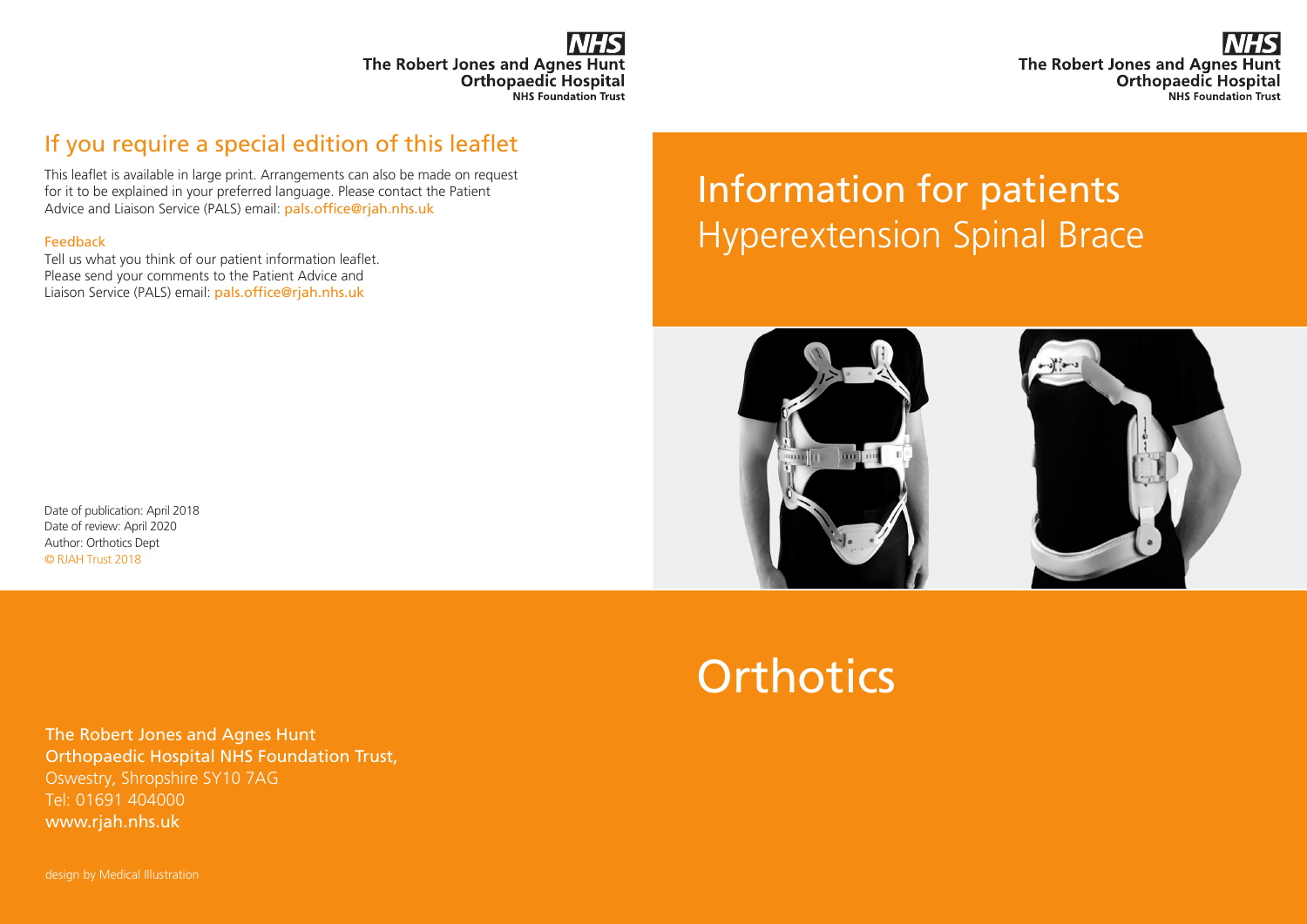The Robert Jones and Agnes Hunt Orthopaedic Hospital NHS Foundation Trust

## If you require a special edition of this leaflet

This leaflet is available in large print. Arrangements can also be made on request for it to be explained in your preferred language. Please contact the Patient Advice and Liaison Service (PALS) email: pals.office@rjah.nhs.uk

### Feedback

Tell us what you think of our patient information leaflet. Please send your comments to the Patient Advice and Liaison Service (PALS) email: pals.office@rjah.nhs.uk

Date of publication: April 2018
Date of review: April 2020
Author: Orthotics Dept
© RJAH Trust 2018

The Robert Jones and Agnes Hunt Orthopaedic Hospital NHS Foundation Trust,
Oswestry, Shropshire SY10 7AG
Tel: 01691 404000
www.rjah.nhs.uk

design by Medical Illustration

The Robert Jones and Agnes Hunt Orthopaedic Hospital NHS Foundation Trust

# Information for patients
## Hyperextension Spinal Brace

# Orthotics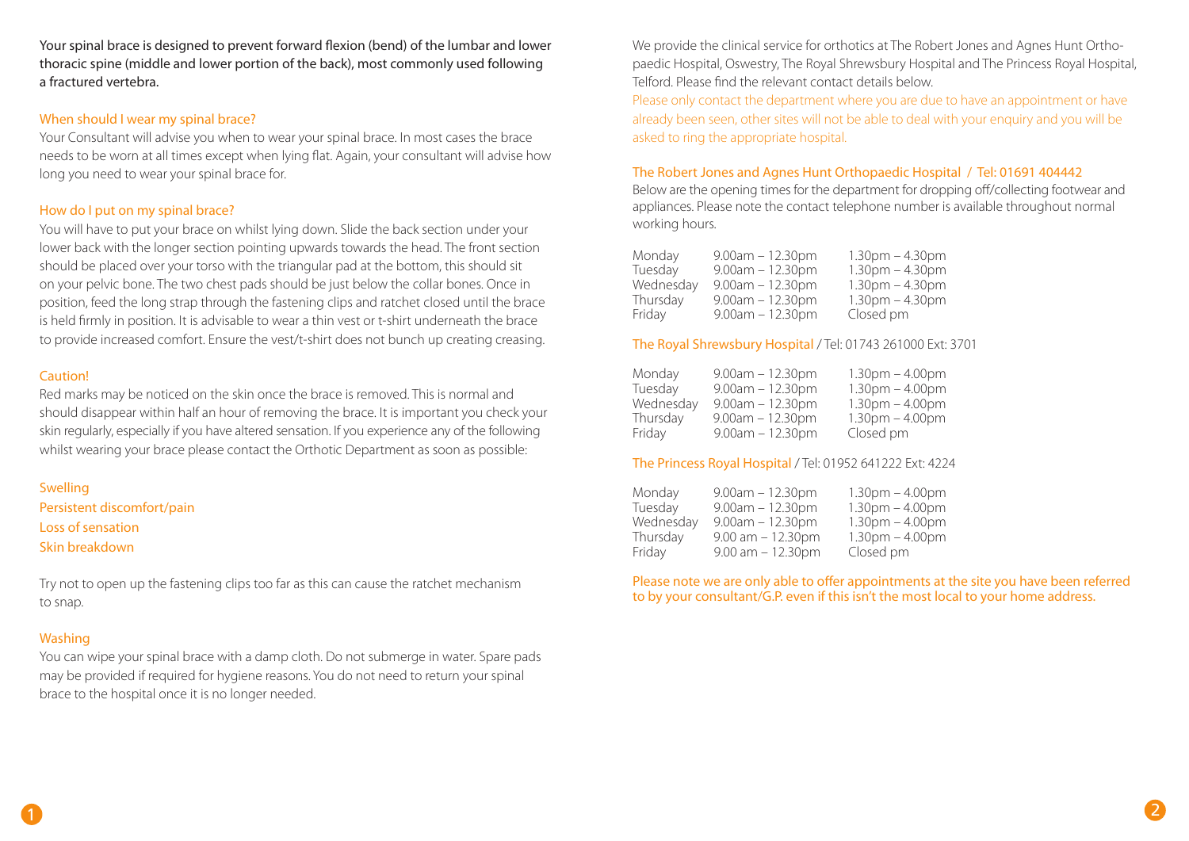Your spinal brace is designed to prevent forward flexion (bend) of the lumbar and lower thoracic spine (middle and lower portion of the back), most commonly used following a fractured vertebra.

## When should I wear my spinal brace?

Your Consultant will advise you when to wear your spinal brace. In most cases the brace needs to be worn at all times except when lying flat. Again, your consultant will advise how long you need to wear your spinal brace for.

## How do I put on my spinal brace?

You will have to put your brace on whilst lying down. Slide the back section under your lower back with the longer section pointing upwards towards the head. The front section should be placed over your torso with the triangular pad at the bottom, this should sit on your pelvic bone. The two chest pads should be just below the collar bones. Once in position, feed the long strap through the fastening clips and ratchet closed until the brace is held firmly in position. It is advisable to wear a thin vest or t-shirt underneath the brace to provide increased comfort. Ensure the vest/t-shirt does not bunch up creating creasing.

## Caution!

Red marks may be noticed on the skin once the brace is removed. This is normal and should disappear within half an hour of removing the brace. It is important you check your skin regularly, especially if you have altered sensation. If you experience any of the following whilst wearing your brace please contact the Orthotic Department as soon as possible:

- Swelling
- Persistent discomfort/pain
- Loss of sensation
- Skin breakdown

Try not to open up the fastening clips too far as this can cause the ratchet mechanism to snap.

## Washing

You can wipe your spinal brace with a damp cloth. Do not submerge in water. Spare pads may be provided if required for hygiene reasons. You do not need to return your spinal brace to the hospital once it is no longer needed.

We provide the clinical service for orthotics at The Robert Jones and Agnes Hunt Orthopaedic Hospital, Oswestry, The Royal Shrewsbury Hospital and The Princess Royal Hospital, Telford. Please find the relevant contact details below.

Please only contact the department where you are due to have an appointment or have already been seen, other sites will not be able to deal with your enquiry and you will be asked to ring the appropriate hospital.

## The Robert Jones and Agnes Hunt Orthopaedic Hospital / Tel: 01691 404442

Below are the opening times for the department for dropping off/collecting footwear and appliances. Please note the contact telephone number is available throughout normal working hours.

| | | |
|---|---|---|
| Monday | 9.00am – 12.30pm | 1.30pm – 4.30pm |
| Tuesday | 9.00am – 12.30pm | 1.30pm – 4.30pm |
| Wednesday | 9.00am – 12.30pm | 1.30pm – 4.30pm |
| Thursday | 9.00am – 12.30pm | 1.30pm – 4.30pm |
| Friday | 9.00am – 12.30pm | Closed pm |

## The Royal Shrewsbury Hospital / Tel: 01743 261000 Ext: 3701

| | | |
|---|---|---|
| Monday | 9.00am – 12.30pm | 1.30pm – 4.00pm |
| Tuesday | 9.00am – 12.30pm | 1.30pm – 4.00pm |
| Wednesday | 9.00am – 12.30pm | 1.30pm – 4.00pm |
| Thursday | 9.00am – 12.30pm | 1.30pm – 4.00pm |
| Friday | 9.00am – 12.30pm | Closed pm |

## The Princess Royal Hospital / Tel: 01952 641222 Ext: 4224

| | | |
|---|---|---|
| Monday | 9.00am – 12.30pm | 1.30pm – 4.00pm |
| Tuesday | 9.00am – 12.30pm | 1.30pm – 4.00pm |
| Wednesday | 9.00am – 12.30pm | 1.30pm – 4.00pm |
| Thursday | 9.00 am – 12.30pm | 1.30pm – 4.00pm |
| Friday | 9.00 am – 12.30pm | Closed pm |

Please note we are only able to offer appointments at the site you have been referred to by your consultant/G.P. even if this isn't the most local to your home address.